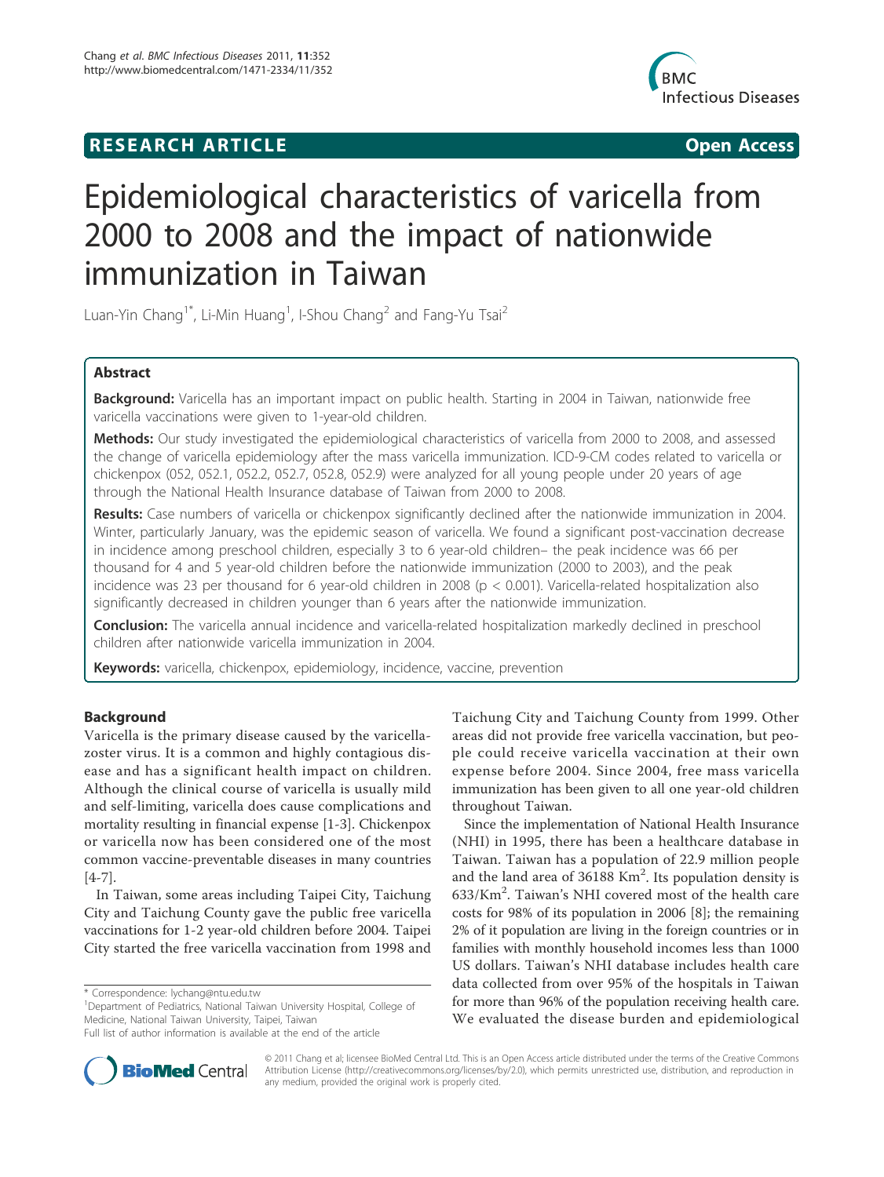# RESEARCH ARTICLE

**Open Access**

# Epidemiological characteristics of varicella from 2000 to 2008 and the impact of nationwide immunization in Taiwan

Luan-Yin Chang[1*], Li-Min Huang[1], I-Shou Chang[2] and Fang-Yu Tsai[2]

## Abstract

**Background:** Varicella has an important impact on public health. Starting in 2004 in Taiwan, nationwide free varicella vaccinations were given to 1-year-old children.

**Methods:** Our study investigated the epidemiological characteristics of varicella from 2000 to 2008, and assessed the change of varicella epidemiology after the mass varicella immunization. ICD-9-CM codes related to varicella or chickenpox (052, 052.1, 052.2, 052.7, 052.8, 052.9) were analyzed for all young people under 20 years of age through the National Health Insurance database of Taiwan from 2000 to 2008.

**Results:** Case numbers of varicella or chickenpox significantly declined after the nationwide immunization in 2004. Winter, particularly January, was the epidemic season of varicella. We found a significant post-vaccination decrease in incidence among preschool children, especially 3 to 6 year-old children– the peak incidence was 66 per thousand for 4 and 5 year-old children before the nationwide immunization (2000 to 2003), and the peak incidence was 23 per thousand for 6 year-old children in 2008 ($p < 0.001$). Varicella-related hospitalization also significantly decreased in children younger than 6 years after the nationwide immunization.

**Conclusion:** The varicella annual incidence and varicella-related hospitalization markedly declined in preschool children after nationwide varicella immunization in 2004.

**Keywords:** varicella, chickenpox, epidemiology, incidence, vaccine, prevention

## Background

Varicella is the primary disease caused by the varicella-zoster virus. It is a common and highly contagious disease and has a significant health impact on children. Although the clinical course of varicella is usually mild and self-limiting, varicella does cause complications and mortality resulting in financial expense [1-3]. Chickenpox or varicella now has been considered one of the most common vaccine-preventable diseases in many countries [4-7].

In Taiwan, some areas including Taipei City, Taichung City and Taichung County gave the public free varicella vaccinations for 1-2 year-old children before 2004. Taipei City started the free varicella vaccination from 1998 and Taichung City and Taichung County from 1999. Other areas did not provide free varicella vaccination, but people could receive varicella vaccination at their own expense before 2004. Since 2004, free mass varicella immunization has been given to all one year-old children throughout Taiwan.

Since the implementation of National Health Insurance (NHI) in 1995, there has been a healthcare database in Taiwan. Taiwan has a population of 22.9 million people and the land area of 36188 $Km^2$. Its population density is $633/Km^2$. Taiwan's NHI covered most of the health care costs for 98% of its population in 2006 [8]; the remaining 2% of it population are living in the foreign countries or in families with monthly household incomes less than 1000 US dollars. Taiwan's NHI database includes health care data collected from over 95% of the hospitals in Taiwan for more than 96% of the population receiving health care. We evaluated the disease burden and epidemiological

\* Correspondence: lychang@ntu.edu.tw
[1]Department of Pediatrics, National Taiwan University Hospital, College of Medicine, National Taiwan University, Taipei, Taiwan
Full list of author information is available at the end of the article

© 2011 Chang et al; licensee BioMed Central Ltd. This is an Open Access article distributed under the terms of the Creative Commons Attribution License (http://creativecommons.org/licenses/by/2.0), which permits unrestricted use, distribution, and reproduction in any medium, provided the original work is properly cited.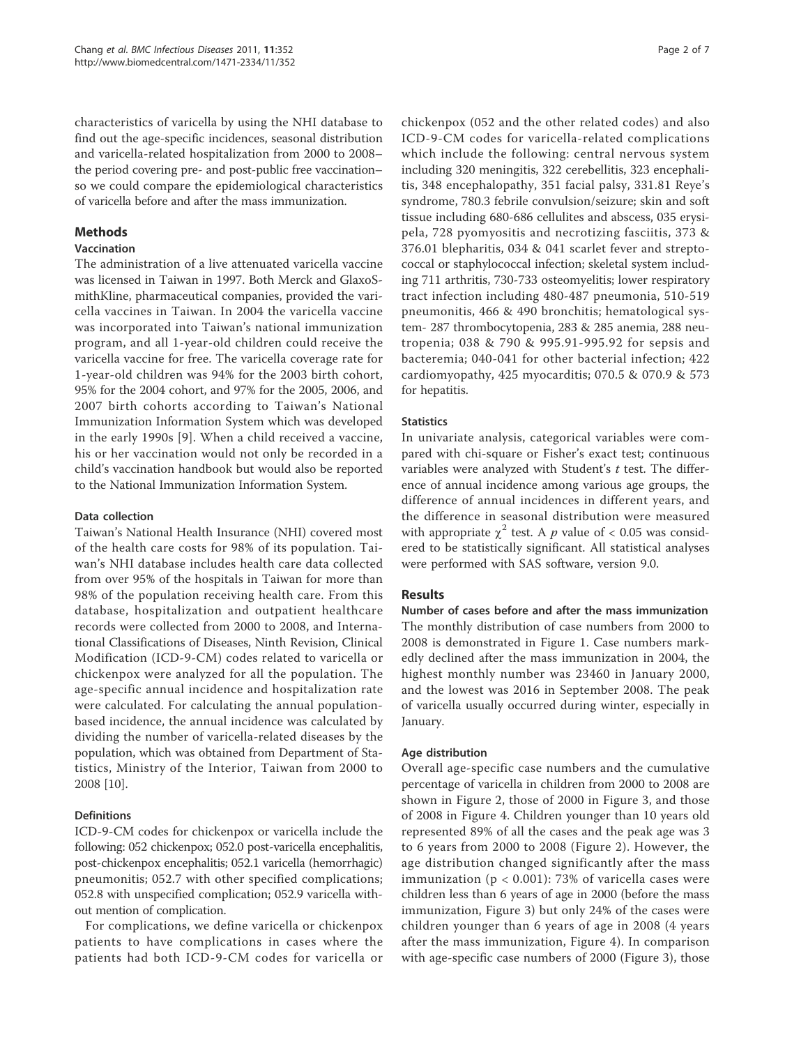characteristics of varicella by using the NHI database to find out the age-specific incidences, seasonal distribution and varicella-related hospitalization from 2000 to 2008–the period covering pre- and post-public free vaccination–so we could compare the epidemiological characteristics of varicella before and after the mass immunization.

## Methods

### Vaccination

The administration of a live attenuated varicella vaccine was licensed in Taiwan in 1997. Both Merck and GlaxoSmithKline, pharmaceutical companies, provided the varicella vaccines in Taiwan. In 2004 the varicella vaccine was incorporated into Taiwan's national immunization program, and all 1-year-old children could receive the varicella vaccine for free. The varicella coverage rate for 1-year-old children was 94% for the 2003 birth cohort, 95% for the 2004 cohort, and 97% for the 2005, 2006, and 2007 birth cohorts according to Taiwan's National Immunization Information System which was developed in the early 1990s [9]. When a child received a vaccine, his or her vaccination would not only be recorded in a child's vaccination handbook but would also be reported to the National Immunization Information System.

### Data collection

Taiwan's National Health Insurance (NHI) covered most of the health care costs for 98% of its population. Taiwan's NHI database includes health care data collected from over 95% of the hospitals in Taiwan for more than 98% of the population receiving health care. From this database, hospitalization and outpatient healthcare records were collected from 2000 to 2008, and International Classifications of Diseases, Ninth Revision, Clinical Modification (ICD-9-CM) codes related to varicella or chickenpox were analyzed for all the population. The age-specific annual incidence and hospitalization rate were calculated. For calculating the annual population-based incidence, the annual incidence was calculated by dividing the number of varicella-related diseases by the population, which was obtained from Department of Statistics, Ministry of the Interior, Taiwan from 2000 to 2008 [10].

### Definitions

ICD-9-CM codes for chickenpox or varicella include the following: 052 chickenpox; 052.0 post-varicella encephalitis, post-chickenpox encephalitis; 052.1 varicella (hemorrhagic) pneumonitis; 052.7 with other specified complications; 052.8 with unspecified complication; 052.9 varicella without mention of complication.

For complications, we define varicella or chickenpox patients to have complications in cases where the patients had both ICD-9-CM codes for varicella or chickenpox (052 and the other related codes) and also ICD-9-CM codes for varicella-related complications which include the following: central nervous system including 320 meningitis, 322 cerebellitis, 323 encephalitis, 348 encephalopathy, 351 facial palsy, 331.81 Reye's syndrome, 780.3 febrile convulsion/seizure; skin and soft tissue including 680-686 cellulites and abscess, 035 erysipela, 728 pyomyositis and necrotizing fasciitis, 373 & 376.01 blepharitis, 034 & 041 scarlet fever and streptococcal or staphylococcal infection; skeletal system including 711 arthritis, 730-733 osteomyelitis; lower respiratory tract infection including 480-487 pneumonia, 510-519 pneumonitis, 466 & 490 bronchitis; hematological system- 287 thrombocytopenia, 283 & 285 anemia, 288 neutropenia; 038 & 790 & 995.91-995.92 for sepsis and bacteremia; 040-041 for other bacterial infection; 422 cardiomyopathy, 425 myocarditis; 070.5 & 070.9 & 573 for hepatitis.

### Statistics

In univariate analysis, categorical variables were compared with chi-square or Fisher's exact test; continuous variables were analyzed with Student's *t* test. The difference of annual incidence among various age groups, the difference of annual incidences in different years, and the difference in seasonal distribution were measured with appropriate $\chi^2$ test. A $p$ value of $< 0.05$ was considered to be statistically significant. All statistical analyses were performed with SAS software, version 9.0.

## Results

### Number of cases before and after the mass immunization

The monthly distribution of case numbers from 2000 to 2008 is demonstrated in Figure 1. Case numbers markedly declined after the mass immunization in 2004, the highest monthly number was 23460 in January 2000, and the lowest was 2016 in September 2008. The peak of varicella usually occurred during winter, especially in January.

### Age distribution

Overall age-specific case numbers and the cumulative percentage of varicella in children from 2000 to 2008 are shown in Figure 2, those of 2000 in Figure 3, and those of 2008 in Figure 4. Children younger than 10 years old represented 89% of all the cases and the peak age was 3 to 6 years from 2000 to 2008 (Figure 2). However, the age distribution changed significantly after the mass immunization ($p < 0.001$): 73% of varicella cases were children less than 6 years of age in 2000 (before the mass immunization, Figure 3) but only 24% of the cases were children younger than 6 years of age in 2008 (4 years after the mass immunization, Figure 4). In comparison with age-specific case numbers of 2000 (Figure 3), those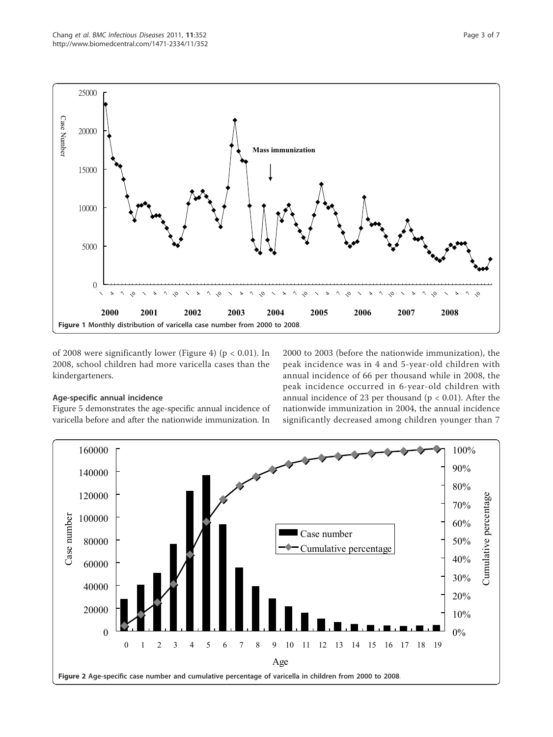Figure 1 Monthly distribution of varicella case number from 2000 to 2008.

of 2008 were significantly lower (Figure 4) ($p < 0.01$). In 2008, school children had more varicella cases than the kindergarteners.

### Age-specific annual incidence

Figure 5 demonstrates the age-specific annual incidence of varicella before and after the nationwide immunization. In 2000 to 2003 (before the nationwide immunization), the peak incidence was in 4 and 5-year-old children with annual incidence of 66 per thousand while in 2008, the peak incidence occurred in 6-year-old children with annual incidence of 23 per thousand ($p < 0.01$). After the nationwide immunization in 2004, the annual incidence significantly decreased among children younger than 7

Figure 2 Age-specific case number and cumulative percentage of varicella in children from 2000 to 2008.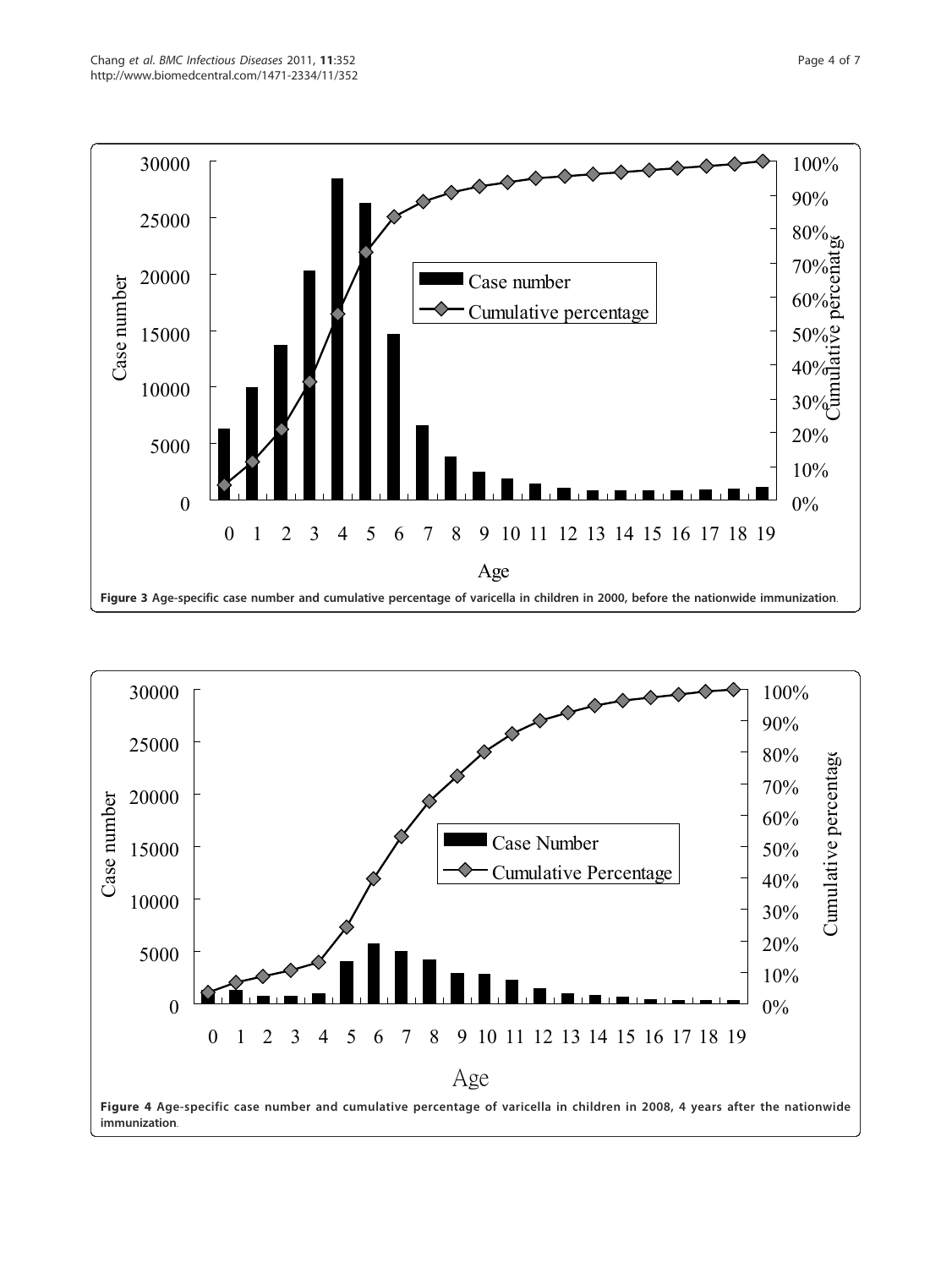Figure 3 Age-specific case number and cumulative percentage of varicella in children in 2000, before the nationwide immunization.

Figure 4 Age-specific case number and cumulative percentage of varicella in children in 2008, 4 years after the nationwide immunization.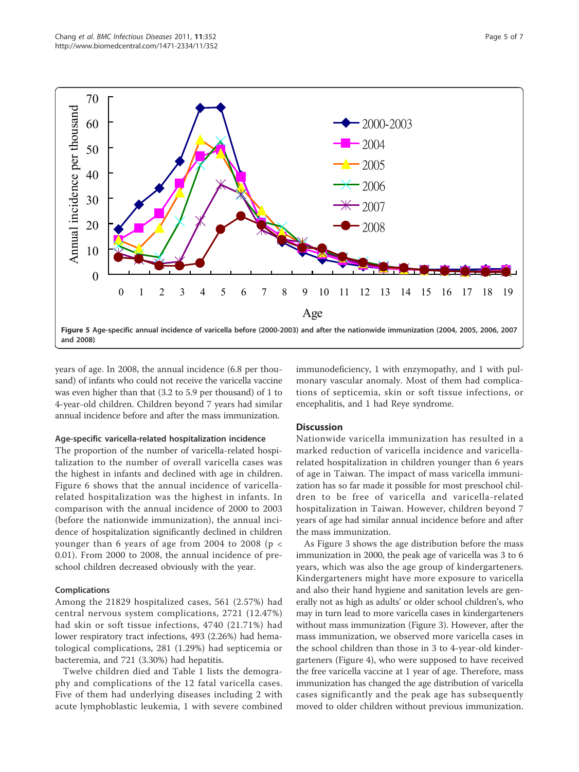Figure 5 Age-specific annual incidence of varicella before (2000-2003) and after the nationwide immunization (2004, 2005, 2006, 2007 and 2008).

years of age. In 2008, the annual incidence (6.8 per thousand) of infants who could not receive the varicella vaccine was even higher than that (3.2 to 5.9 per thousand) of 1 to 4-year-old children. Children beyond 7 years had similar annual incidence before and after the mass immunization.

### Age-specific varicella-related hospitalization incidence

The proportion of the number of varicella-related hospitalization to the number of overall varicella cases was the highest in infants and declined with age in children. Figure 6 shows that the annual incidence of varicella-related hospitalization was the highest in infants. In comparison with the annual incidence of 2000 to 2003 (before the nationwide immunization), the annual incidence of hospitalization significantly declined in children younger than 6 years of age from 2004 to 2008 ($p < 0.01$). From 2000 to 2008, the annual incidence of preschool children decreased obviously with the year.

### Complications

Among the 21829 hospitalized cases, 561 (2.57%) had central nervous system complications, 2721 (12.47%) had skin or soft tissue infections, 4740 (21.71%) had lower respiratory tract infections, 493 (2.26%) had hematological complications, 281 (1.29%) had septicemia or bacteremia, and 721 (3.30%) had hepatitis.

Twelve children died and Table 1 lists the demography and complications of the 12 fatal varicella cases. Five of them had underlying diseases including 2 with acute lymphoblastic leukemia, 1 with severe combined immunodeficiency, 1 with enzymopathy, and 1 with pulmonary vascular anomaly. Most of them had complications of septicemia, skin or soft tissue infections, or encephalitis, and 1 had Reye syndrome.

## Discussion

Nationwide varicella immunization has resulted in a marked reduction of varicella incidence and varicella-related hospitalization in children younger than 6 years of age in Taiwan. The impact of mass varicella immunization has so far made it possible for most preschool children to be free of varicella and varicella-related hospitalization in Taiwan. However, children beyond 7 years of age had similar annual incidence before and after the mass immunization.

As Figure 3 shows the age distribution before the mass immunization in 2000, the peak age of varicella was 3 to 6 years, which was also the age group of kindergarteners. Kindergarteners might have more exposure to varicella and also their hand hygiene and sanitation levels are generally not as high as adults' or older school children's, who may in turn lead to more varicella cases in kindergarteners without mass immunization (Figure 3). However, after the mass immunization, we observed more varicella cases in the school children than those in 3 to 4-year-old kindergarteners (Figure 4), who were supposed to have received the free varicella vaccine at 1 year of age. Therefore, mass immunization has changed the age distribution of varicella cases significantly and the peak age has subsequently moved to older children without previous immunization.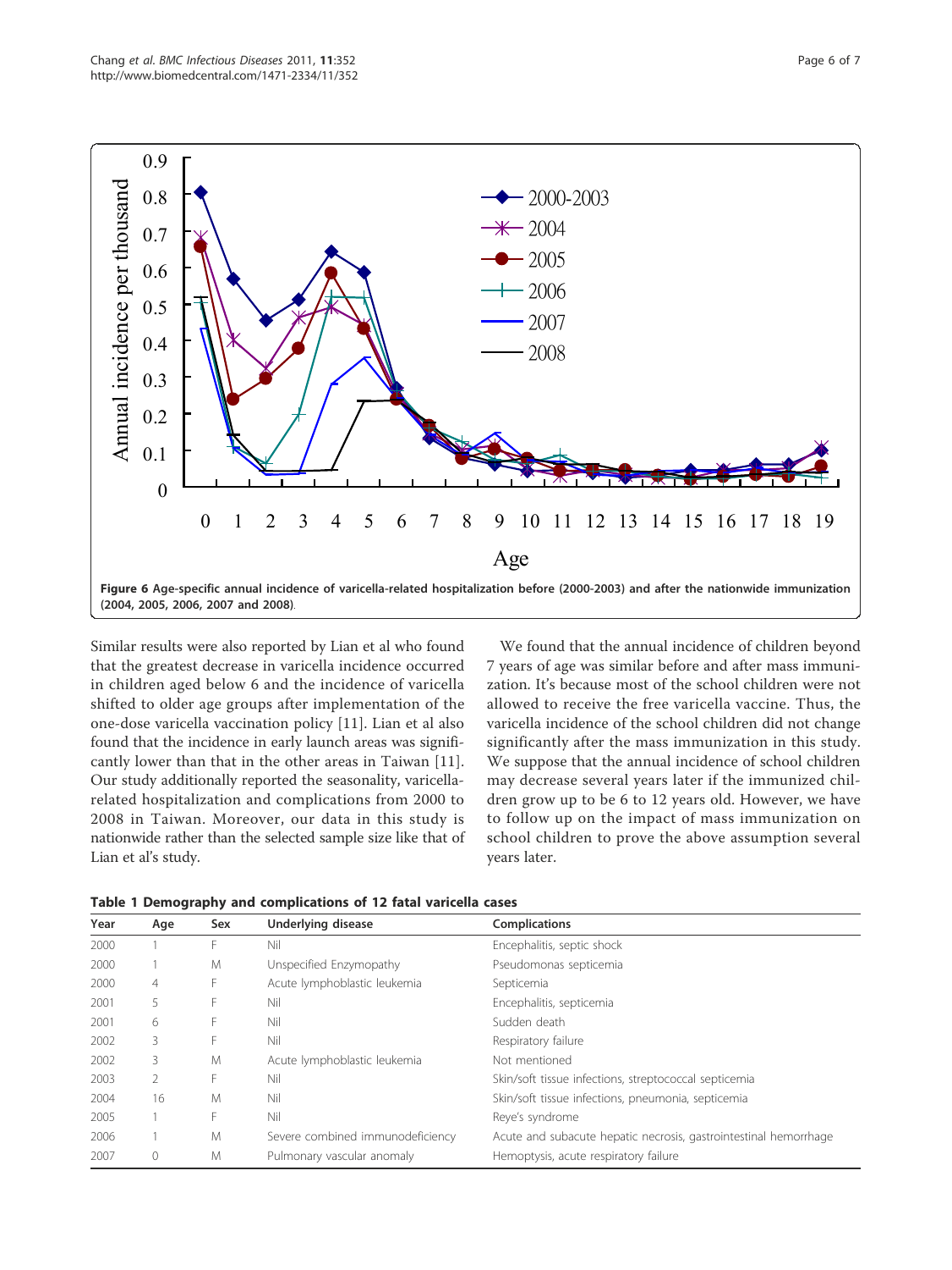**Figure 6 Age-specific annual incidence of varicella-related hospitalization before (2000-2003) and after the nationwide immunization (2004, 2005, 2006, 2007 and 2008).**

Similar results were also reported by Lian et al who found that the greatest decrease in varicella incidence occurred in children aged below 6 and the incidence of varicella shifted to older age groups after implementation of the one-dose varicella vaccination policy [11]. Lian et al also found that the incidence in early launch areas was significantly lower than that in the other areas in Taiwan [11]. Our study additionally reported the seasonality, varicella-related hospitalization and complications from 2000 to 2008 in Taiwan. Moreover, our data in this study is nationwide rather than the selected sample size like that of Lian et al's study.

We found that the annual incidence of children beyond 7 years of age was similar before and after mass immunization. It's because most of the school children were not allowed to receive the free varicella vaccine. Thus, the varicella incidence of the school children did not change significantly after the mass immunization in this study. We suppose that the annual incidence of school children may decrease several years later if the immunized children grow up to be 6 to 12 years old. However, we have to follow up on the impact of mass immunization on school children to prove the above assumption several years later.

**Table 1 Demography and complications of 12 fatal varicella cases**

| Year | Age | Sex | Underlying disease | Complications |
|---|---|---|---|---|
| 2000 | 1 | F | Nil | Encephalitis, septic shock |
| 2000 | 1 | M | Unspecified Enzymopathy | Pseudomonas septicemia |
| 2000 | 4 | F | Acute lymphoblastic leukemia | Septicemia |
| 2001 | 5 | F | Nil | Encephalitis, septicemia |
| 2001 | 6 | F | Nil | Sudden death |
| 2002 | 3 | F | Nil | Respiratory failure |
| 2002 | 3 | M | Acute lymphoblastic leukemia | Not mentioned |
| 2003 | 2 | F | Nil | Skin/soft tissue infections, streptococcal septicemia |
| 2004 | 16 | M | Nil | Skin/soft tissue infections, pneumonia, septicemia |
| 2005 | 1 | F | Nil | Reye's syndrome |
| 2006 | 1 | M | Severe combined immunodeficiency | Acute and subacute hepatic necrosis, gastrointestinal hemorrhage |
| 2007 | 0 | M | Pulmonary vascular anomaly | Hemoptysis, acute respiratory failure |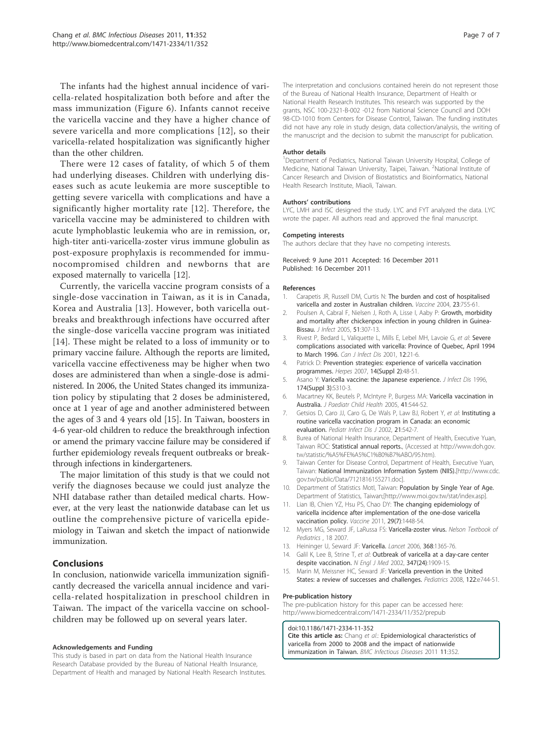The infants had the highest annual incidence of varicella-related hospitalization both before and after the mass immunization (Figure 6). Infants cannot receive the varicella vaccine and they have a higher chance of severe varicella and more complications [12], so their varicella-related hospitalization was significantly higher than the other children.

There were 12 cases of fatality, of which 5 of them had underlying diseases. Children with underlying diseases such as acute leukemia are more susceptible to getting severe varicella with complications and have a significantly higher mortality rate [12]. Therefore, the varicella vaccine may be administered to children with acute lymphoblastic leukemia who are in remission, or, high-titer anti-varicella-zoster virus immune globulin as post-exposure prophylaxis is recommended for immunocompromised children and newborns that are exposed maternally to varicella [12].

Currently, the varicella vaccine program consists of a single-dose vaccination in Taiwan, as it is in Canada, Korea and Australia [13]. However, both varicella outbreaks and breakthrough infections have occurred after the single-dose varicella vaccine program was initiated [14]. These might be related to a loss of immunity or to primary vaccine failure. Although the reports are limited, varicella vaccine effectiveness may be higher when two doses are administered than when a single-dose is administered. In 2006, the United States changed its immunization policy by stipulating that 2 doses be administered, once at 1 year of age and another administered between the ages of 3 and 4 years old [15]. In Taiwan, boosters in 4-6 year-old children to reduce the breakthrough infection or amend the primary vaccine failure may be considered if further epidemiology reveals frequent outbreaks or breakthrough infections in kindergarteners.

The major limitation of this study is that we could not verify the diagnoses because we could just analyze the NHI database rather than detailed medical charts. However, at the very least the nationwide database can let us outline the comprehensive picture of varicella epidemiology in Taiwan and sketch the impact of nationwide immunization.

## Conclusions

In conclusion, nationwide varicella immunization significantly decreased the varicella annual incidence and varicella-related hospitalization in preschool children in Taiwan. The impact of the varicella vaccine on schoolchildren may be followed up on several years later.

#### Acknowledgements and Funding

This study is based in part on data from the National Health Insurance Research Database provided by the Bureau of National Health Insurance, Department of Health and managed by National Health Research Institutes. The interpretation and conclusions contained herein do not represent those of the Bureau of National Health Insurance, Department of Health or National Health Research Institutes. This research was supported by the grants, NSC 100-2321-B-002 -012 from National Science Council and DOH 98-CD-1010 from Centers for Disease Control, Taiwan. The funding institutes did not have any role in study design, data collection/analysis, the writing of the manuscript and the decision to submit the manuscript for publication.

#### Author details

[1]Department of Pediatrics, National Taiwan University Hospital, College of Medicine, National Taiwan University, Taipei, Taiwan. [2]National Institute of Cancer Research and Division of Biostatistics and Bioinformatics, National Health Research Institute, Miaoli, Taiwan.

#### Authors' contributions

LYC, LMH and ISC designed the study. LYC and FYT analyzed the data. LYC wrote the paper. All authors read and approved the final manuscript.

#### Competing interests

The authors declare that they have no competing interests.

Received: 9 June 2011 Accepted: 16 December 2011
Published: 16 December 2011

#### References

1. Carapetis JR, Russell DM, Curtis N: **The burden and cost of hospitalised varicella and zoster in Australian children.** *Vaccine* 2004, **23**:755-61.
2. Poulsen A, Cabral F, Nielsen J, Roth A, Lisse I, Aaby P: **Growth, morbidity and mortality after chickenpox infection in young children in Guinea-Bissau.** *J Infect* 2005, **51**:307-13.
3. Rivest P, Bedard L, Valiquette L, Mills E, Lebel MH, Lavoie G, *et al*: **Severe complications associated with varicella: Province of Quebec, April 1994 to March 1996.** *Can J Infect Dis* 2001, **12**:21-6.
4. Patrick D: **Prevention strategies: experience of varicella vaccination programmes.** *Herpes* 2007, **14(Suppl 2)**:48-51.
5. Asano Y: **Varicella vaccine: the Japanese experience.** *J Infect Dis* 1996, **174(Suppl 3)**:S310-3.
6. Macartney KK, Beutels P, McIntyre P, Burgess MA: **Varicella vaccination in Australia.** *J Paediatr Child Health* 2005, **41**:544-52.
7. Getsios D, Caro JJ, Caro G, De Wals P, Law BJ, Robert Y, *et al*: **Instituting a routine varicella vaccination program in Canada: an economic evaluation.** *Pediatr Infect Dis J* 2002, **21**:542-7.
8. Burea of National Health Insurance, Department of Health, Executive Yuan, Taiwan ROC: **Statistical annual reports.**, (Accessed at http://www.doh.gov.tw/statistic/%A5%FE%A5%C1%B0%B7%ABO/95.htm).
9. Taiwan Center for Disease Control, Department of Health, Executive Yuan, Taiwan: **National Immunization Information System (NIIS).**[http://www.cdc.gov.tw/public/Data/7121816155271.doc].
10. Department of Statistics MotI, Taiwan: **Population by Single Year of Age.** Department of Statistics, Taiwan;[http://www.moi.gov.tw/stat/index.asp].
11. Lian IB, Chien YZ, Hsu PS, Chao DY: **The changing epidemiology of varicella incidence after implementation of the one-dose varicella vaccination policy.** *Vaccine* 2011, **29(7)**:1448-54.
12. Myers MG, Seward JF, LaRussa FS: **Varicella-zoster virus.** *Nelson Textbook of Pediatrics* , 18 2007.
13. Heininger U, Seward JF: **Varicella.** *Lancet* 2006, **368**:1365-76.
14. Galil K, Lee B, Strine T, *et al*: **Outbreak of varicella at a day-care center despite vaccination.** *N Engl J Med* 2002, **347(24)**:1909-15.
15. Marin M, Meissner HC, Seward JF: **Varicella prevention in the United States: a review of successes and challenges.** *Pediatrics* 2008, **122**:e744-51.

#### Pre-publication history

The pre-publication history for this paper can be accessed here:
http://www.biomedcentral.com/1471-2334/11/352/prepub

doi:10.1186/1471-2334-11-352
**Cite this article as:** Chang *et al.*: Epidemiological characteristics of varicella from 2000 to 2008 and the impact of nationwide immunization in Taiwan. *BMC Infectious Diseases* 2011 **11**:352.